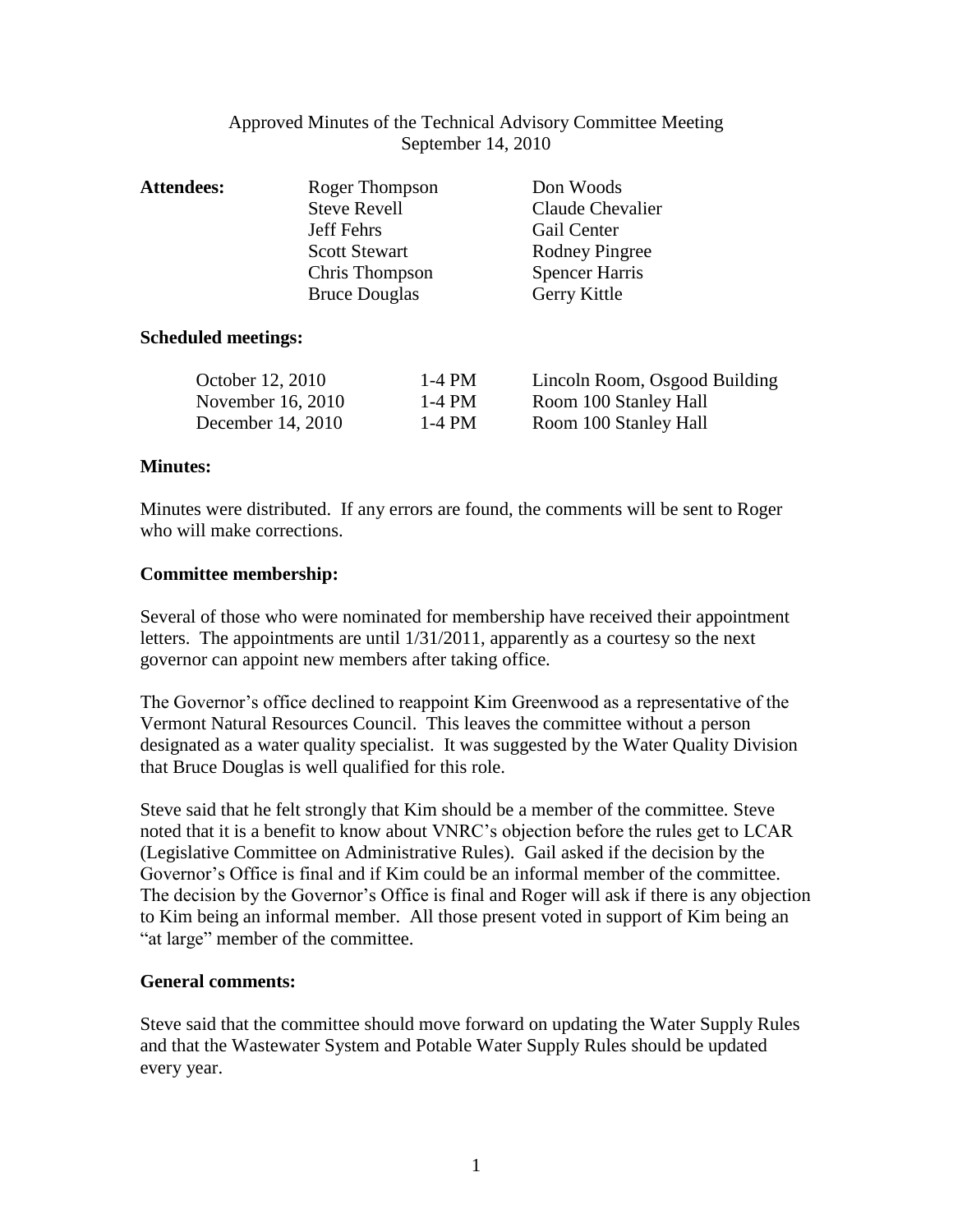# Approved Minutes of the Technical Advisory Committee Meeting
September 14, 2010

**Attendees:**

| | |
|---|---|
| Roger Thompson | Don Woods |
| Steve Revell | Claude Chevalier |
| Jeff Fehrs | Gail Center |
| Scott Stewart | Rodney Pingree |
| Chris Thompson | Spencer Harris |
| Bruce Douglas | Gerry Kittle |

**Scheduled meetings:**

| | | |
|---|---|---|
| October 12, 2010 | 1-4 PM | Lincoln Room, Osgood Building |
| November 16, 2010 | 1-4 PM | Room 100 Stanley Hall |
| December 14, 2010 | 1-4 PM | Room 100 Stanley Hall |

**Minutes:**

Minutes were distributed. If any errors are found, the comments will be sent to Roger who will make corrections.

**Committee membership:**

Several of those who were nominated for membership have received their appointment letters. The appointments are until 1/31/2011, apparently as a courtesy so the next governor can appoint new members after taking office.

The Governor's office declined to reappoint Kim Greenwood as a representative of the Vermont Natural Resources Council. This leaves the committee without a person designated as a water quality specialist. It was suggested by the Water Quality Division that Bruce Douglas is well qualified for this role.

Steve said that he felt strongly that Kim should be a member of the committee. Steve noted that it is a benefit to know about VNRC's objection before the rules get to LCAR (Legislative Committee on Administrative Rules). Gail asked if the decision by the Governor's Office is final and if Kim could be an informal member of the committee. The decision by the Governor's Office is final and Roger will ask if there is any objection to Kim being an informal member. All those present voted in support of Kim being an "at large" member of the committee.

**General comments:**

Steve said that the committee should move forward on updating the Water Supply Rules and that the Wastewater System and Potable Water Supply Rules should be updated every year.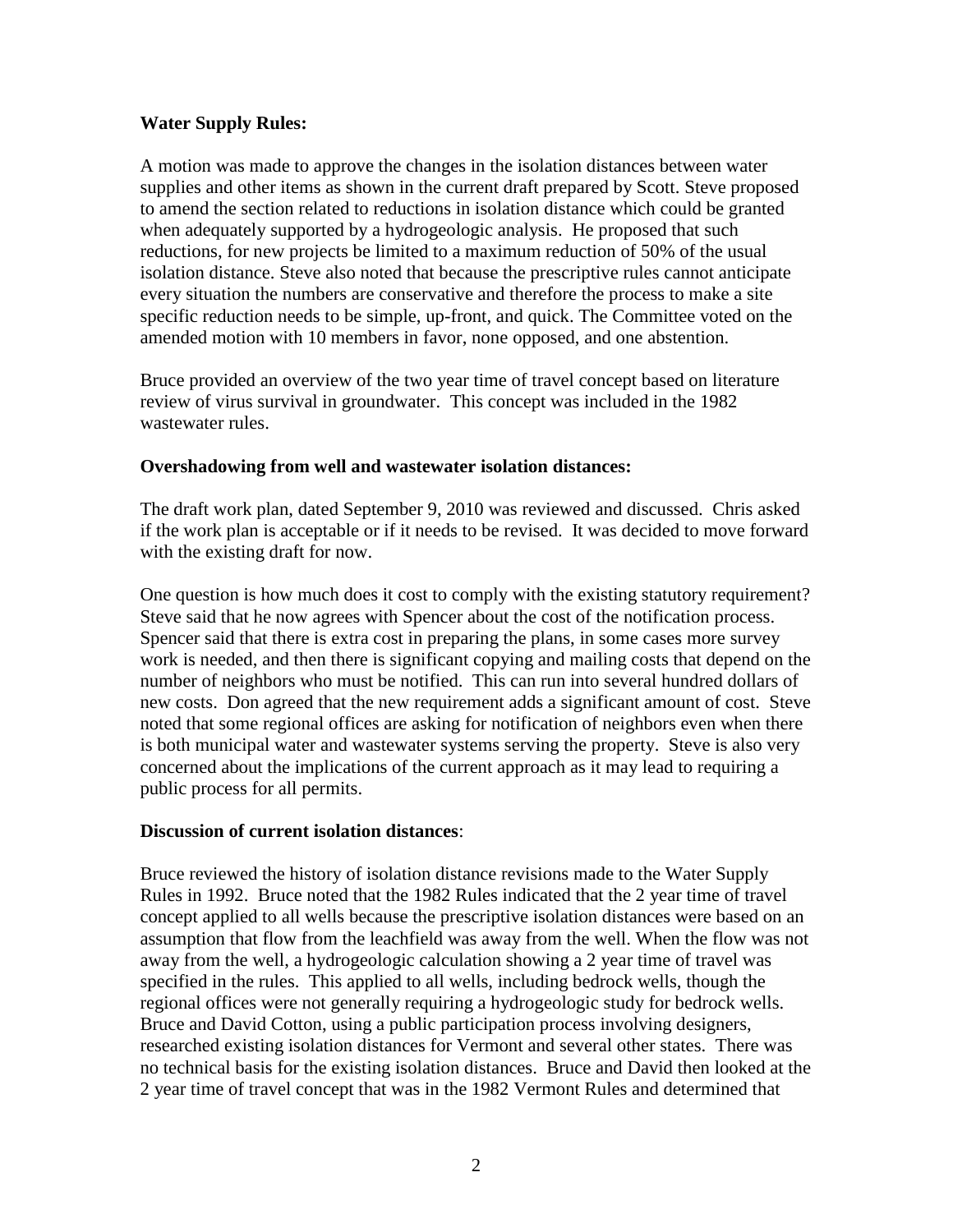**Water Supply Rules:**

A motion was made to approve the changes in the isolation distances between water supplies and other items as shown in the current draft prepared by Scott. Steve proposed to amend the section related to reductions in isolation distance which could be granted when adequately supported by a hydrogeologic analysis. He proposed that such reductions, for new projects be limited to a maximum reduction of 50% of the usual isolation distance. Steve also noted that because the prescriptive rules cannot anticipate every situation the numbers are conservative and therefore the process to make a site specific reduction needs to be simple, up-front, and quick. The Committee voted on the amended motion with 10 members in favor, none opposed, and one abstention.

Bruce provided an overview of the two year time of travel concept based on literature review of virus survival in groundwater. This concept was included in the 1982 wastewater rules.

**Overshadowing from well and wastewater isolation distances:**

The draft work plan, dated September 9, 2010 was reviewed and discussed. Chris asked if the work plan is acceptable or if it needs to be revised. It was decided to move forward with the existing draft for now.

One question is how much does it cost to comply with the existing statutory requirement? Steve said that he now agrees with Spencer about the cost of the notification process. Spencer said that there is extra cost in preparing the plans, in some cases more survey work is needed, and then there is significant copying and mailing costs that depend on the number of neighbors who must be notified. This can run into several hundred dollars of new costs. Don agreed that the new requirement adds a significant amount of cost. Steve noted that some regional offices are asking for notification of neighbors even when there is both municipal water and wastewater systems serving the property. Steve is also very concerned about the implications of the current approach as it may lead to requiring a public process for all permits.

**Discussion of current isolation distances**:

Bruce reviewed the history of isolation distance revisions made to the Water Supply Rules in 1992. Bruce noted that the 1982 Rules indicated that the 2 year time of travel concept applied to all wells because the prescriptive isolation distances were based on an assumption that flow from the leachfield was away from the well. When the flow was not away from the well, a hydrogeologic calculation showing a 2 year time of travel was specified in the rules. This applied to all wells, including bedrock wells, though the regional offices were not generally requiring a hydrogeologic study for bedrock wells. Bruce and David Cotton, using a public participation process involving designers, researched existing isolation distances for Vermont and several other states. There was no technical basis for the existing isolation distances. Bruce and David then looked at the 2 year time of travel concept that was in the 1982 Vermont Rules and determined that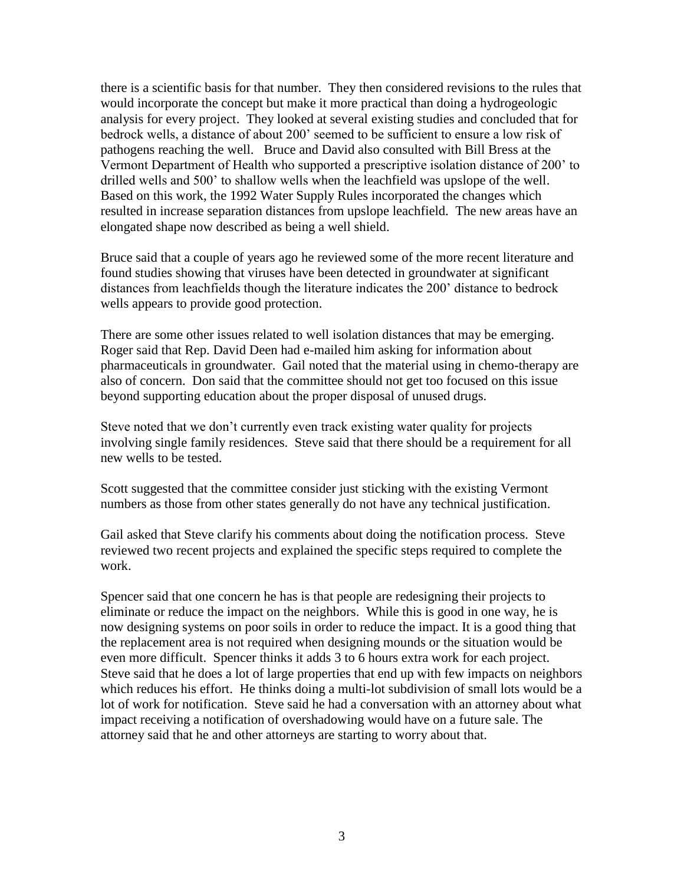there is a scientific basis for that number. They then considered revisions to the rules that would incorporate the concept but make it more practical than doing a hydrogeologic analysis for every project. They looked at several existing studies and concluded that for bedrock wells, a distance of about 200' seemed to be sufficient to ensure a low risk of pathogens reaching the well. Bruce and David also consulted with Bill Bress at the Vermont Department of Health who supported a prescriptive isolation distance of 200' to drilled wells and 500' to shallow wells when the leachfield was upslope of the well. Based on this work, the 1992 Water Supply Rules incorporated the changes which resulted in increase separation distances from upslope leachfield. The new areas have an elongated shape now described as being a well shield.

Bruce said that a couple of years ago he reviewed some of the more recent literature and found studies showing that viruses have been detected in groundwater at significant distances from leachfields though the literature indicates the 200' distance to bedrock wells appears to provide good protection.

There are some other issues related to well isolation distances that may be emerging. Roger said that Rep. David Deen had e-mailed him asking for information about pharmaceuticals in groundwater. Gail noted that the material using in chemo-therapy are also of concern. Don said that the committee should not get too focused on this issue beyond supporting education about the proper disposal of unused drugs.

Steve noted that we don't currently even track existing water quality for projects involving single family residences. Steve said that there should be a requirement for all new wells to be tested.

Scott suggested that the committee consider just sticking with the existing Vermont numbers as those from other states generally do not have any technical justification.

Gail asked that Steve clarify his comments about doing the notification process. Steve reviewed two recent projects and explained the specific steps required to complete the work.

Spencer said that one concern he has is that people are redesigning their projects to eliminate or reduce the impact on the neighbors. While this is good in one way, he is now designing systems on poor soils in order to reduce the impact. It is a good thing that the replacement area is not required when designing mounds or the situation would be even more difficult. Spencer thinks it adds 3 to 6 hours extra work for each project. Steve said that he does a lot of large properties that end up with few impacts on neighbors which reduces his effort. He thinks doing a multi-lot subdivision of small lots would be a lot of work for notification. Steve said he had a conversation with an attorney about what impact receiving a notification of overshadowing would have on a future sale. The attorney said that he and other attorneys are starting to worry about that.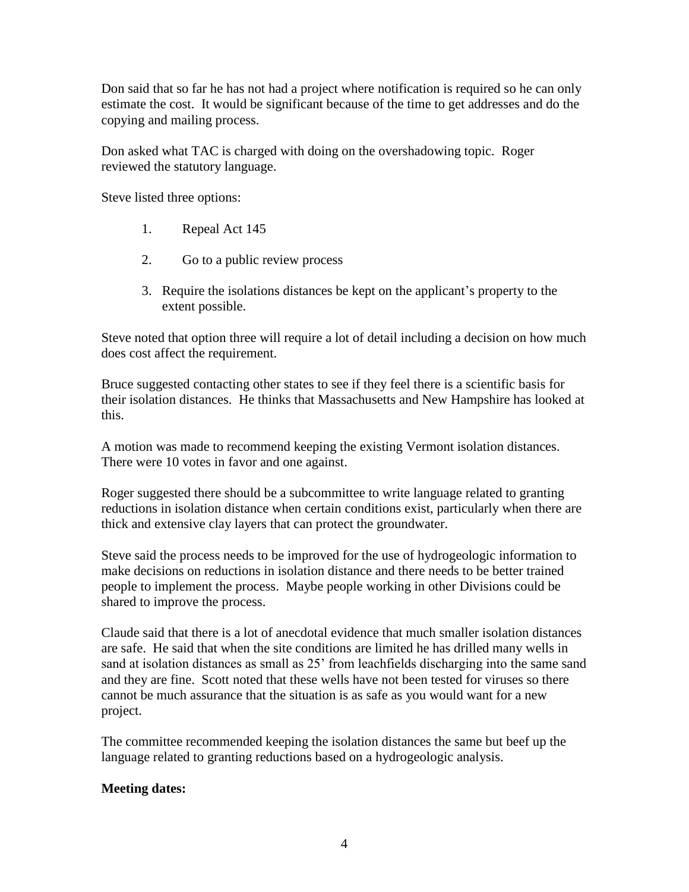Don said that so far he has not had a project where notification is required so he can only estimate the cost. It would be significant because of the time to get addresses and do the copying and mailing process.

Don asked what TAC is charged with doing on the overshadowing topic. Roger reviewed the statutory language.

Steve listed three options:

1. Repeal Act 145
2. Go to a public review process
3. Require the isolations distances be kept on the applicant's property to the extent possible.

Steve noted that option three will require a lot of detail including a decision on how much does cost affect the requirement.

Bruce suggested contacting other states to see if they feel there is a scientific basis for their isolation distances. He thinks that Massachusetts and New Hampshire has looked at this.

A motion was made to recommend keeping the existing Vermont isolation distances. There were 10 votes in favor and one against.

Roger suggested there should be a subcommittee to write language related to granting reductions in isolation distance when certain conditions exist, particularly when there are thick and extensive clay layers that can protect the groundwater.

Steve said the process needs to be improved for the use of hydrogeologic information to make decisions on reductions in isolation distance and there needs to be better trained people to implement the process. Maybe people working in other Divisions could be shared to improve the process.

Claude said that there is a lot of anecdotal evidence that much smaller isolation distances are safe. He said that when the site conditions are limited he has drilled many wells in sand at isolation distances as small as 25' from leachfields discharging into the same sand and they are fine. Scott noted that these wells have not been tested for viruses so there cannot be much assurance that the situation is as safe as you would want for a new project.

The committee recommended keeping the isolation distances the same but beef up the language related to granting reductions based on a hydrogeologic analysis.

**Meeting dates:**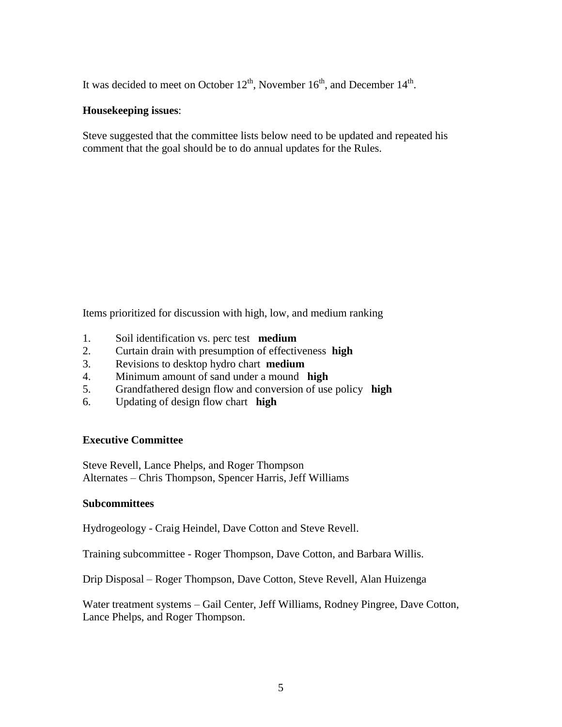It was decided to meet on October 12th, November 16th, and December 14th.

**Housekeeping issues**:

Steve suggested that the committee lists below need to be updated and repeated his comment that the goal should be to do annual updates for the Rules.

Items prioritized for discussion with high, low, and medium ranking

1. Soil identification vs. perc test **medium**
2. Curtain drain with presumption of effectiveness **high**
3. Revisions to desktop hydro chart **medium**
4. Minimum amount of sand under a mound **high**
5. Grandfathered design flow and conversion of use policy **high**
6. Updating of design flow chart **high**

**Executive Committee**

Steve Revell, Lance Phelps, and Roger Thompson
Alternates – Chris Thompson, Spencer Harris, Jeff Williams

**Subcommittees**

Hydrogeology - Craig Heindel, Dave Cotton and Steve Revell.

Training subcommittee - Roger Thompson, Dave Cotton, and Barbara Willis.

Drip Disposal – Roger Thompson, Dave Cotton, Steve Revell, Alan Huizenga

Water treatment systems – Gail Center, Jeff Williams, Rodney Pingree, Dave Cotton, Lance Phelps, and Roger Thompson.